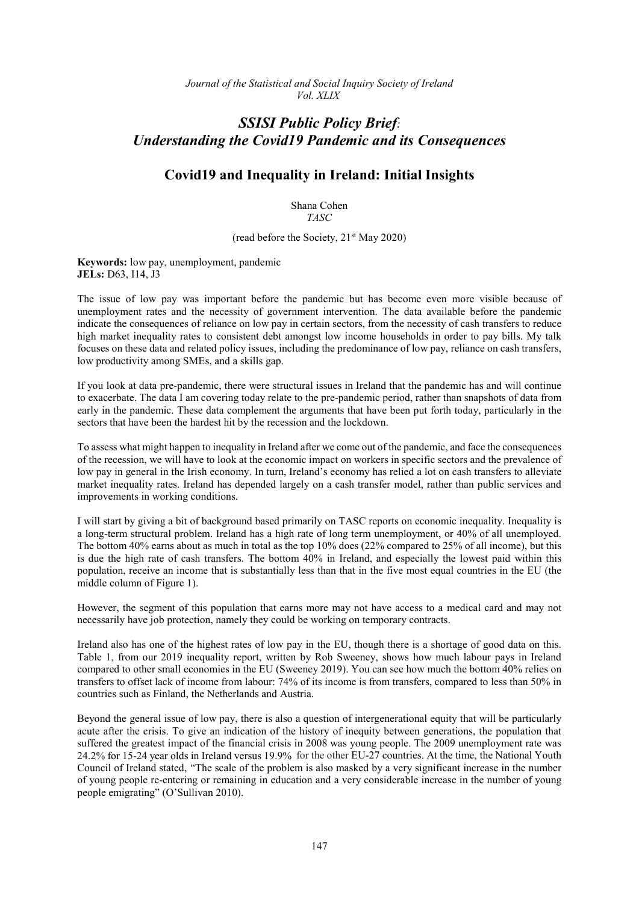*Journal of the Statistical and Social Inquiry Society of Ireland*
*Vol. XLIX*

# *SSISI Public Policy Brief: Understanding the Covid19 Pandemic and its Consequences*

## Covid19 and Inequality in Ireland: Initial Insights

Shana Cohen
*TASC*

(read before the Society, 21st May 2020)

**Keywords:** low pay, unemployment, pandemic
**JELs:** D63, I14, J3

The issue of low pay was important before the pandemic but has become even more visible because of unemployment rates and the necessity of government intervention. The data available before the pandemic indicate the consequences of reliance on low pay in certain sectors, from the necessity of cash transfers to reduce high market inequality rates to consistent debt amongst low income households in order to pay bills. My talk focuses on these data and related policy issues, including the predominance of low pay, reliance on cash transfers, low productivity among SMEs, and a skills gap.

If you look at data pre-pandemic, there were structural issues in Ireland that the pandemic has and will continue to exacerbate. The data I am covering today relate to the pre-pandemic period, rather than snapshots of data from early in the pandemic. These data complement the arguments that have been put forth today, particularly in the sectors that have been the hardest hit by the recession and the lockdown.

To assess what might happen to inequality in Ireland after we come out of the pandemic, and face the consequences of the recession, we will have to look at the economic impact on workers in specific sectors and the prevalence of low pay in general in the Irish economy. In turn, Ireland's economy has relied a lot on cash transfers to alleviate market inequality rates. Ireland has depended largely on a cash transfer model, rather than public services and improvements in working conditions.

I will start by giving a bit of background based primarily on TASC reports on economic inequality. Inequality is a long-term structural problem. Ireland has a high rate of long term unemployment, or 40% of all unemployed. The bottom 40% earns about as much in total as the top 10% does (22% compared to 25% of all income), but this is due the high rate of cash transfers. The bottom 40% in Ireland, and especially the lowest paid within this population, receive an income that is substantially less than that in the five most equal countries in the EU (the middle column of Figure 1).

However, the segment of this population that earns more may not have access to a medical card and may not necessarily have job protection, namely they could be working on temporary contracts.

Ireland also has one of the highest rates of low pay in the EU, though there is a shortage of good data on this. Table 1, from our 2019 inequality report, written by Rob Sweeney, shows how much labour pays in Ireland compared to other small economies in the EU (Sweeney 2019). You can see how much the bottom 40% relies on transfers to offset lack of income from labour: 74% of its income is from transfers, compared to less than 50% in countries such as Finland, the Netherlands and Austria.

Beyond the general issue of low pay, there is also a question of intergenerational equity that will be particularly acute after the crisis. To give an indication of the history of inequity between generations, the population that suffered the greatest impact of the financial crisis in 2008 was young people. The 2009 unemployment rate was 24.2% for 15-24 year olds in Ireland versus 19.9% for the other EU-27 countries. At the time, the National Youth Council of Ireland stated, "The scale of the problem is also masked by a very significant increase in the number of young people re-entering or remaining in education and a very considerable increase in the number of young people emigrating" (O'Sullivan 2010).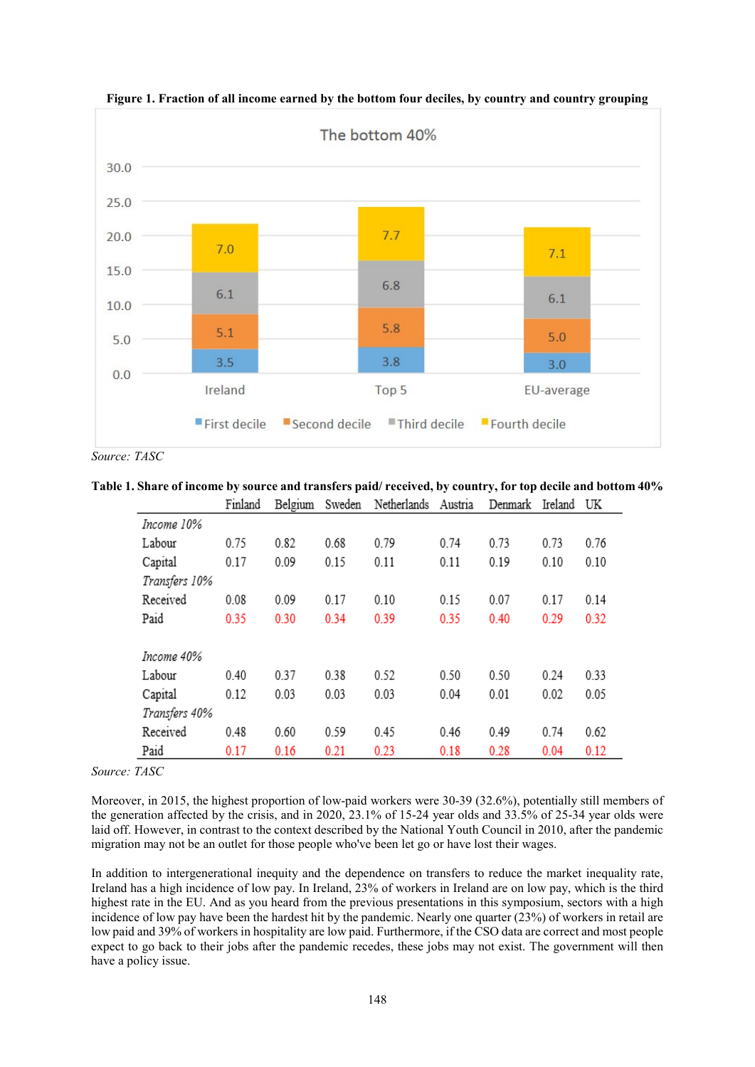**Figure 1. Fraction of all income earned by the bottom four deciles, by country and country grouping**

Source: TASC

**Table 1. Share of income by source and transfers paid/ received, by country, for top decile and bottom 40%**

| | Finland | Belgium | Sweden | Netherlands | Austria | Denmark | Ireland | UK |
|---|---|---|---|---|---|---|---|---|
| *Income 10%* | | | | | | | | |
| Labour | 0.75 | 0.82 | 0.68 | 0.79 | 0.74 | 0.73 | 0.73 | 0.76 |
| Capital | 0.17 | 0.09 | 0.15 | 0.11 | 0.11 | 0.19 | 0.10 | 0.10 |
| *Transfers 10%* | | | | | | | | |
| Received | 0.08 | 0.09 | 0.17 | 0.10 | 0.15 | 0.07 | 0.17 | 0.14 |
| Paid | 0.35 | 0.30 | 0.34 | 0.39 | 0.35 | 0.40 | 0.29 | 0.32 |
| *Income 40%* | | | | | | | | |
| Labour | 0.40 | 0.37 | 0.38 | 0.52 | 0.50 | 0.50 | 0.24 | 0.33 |
| Capital | 0.12 | 0.03 | 0.03 | 0.03 | 0.04 | 0.01 | 0.02 | 0.05 |
| *Transfers 40%* | | | | | | | | |
| Received | 0.48 | 0.60 | 0.59 | 0.45 | 0.46 | 0.49 | 0.74 | 0.62 |
| Paid | 0.17 | 0.16 | 0.21 | 0.23 | 0.18 | 0.28 | 0.04 | 0.12 |

Source: TASC

Moreover, in 2015, the highest proportion of low-paid workers were 30-39 (32.6%), potentially still members of the generation affected by the crisis, and in 2020, 23.1% of 15-24 year olds and 33.5% of 25-34 year olds were laid off. However, in contrast to the context described by the National Youth Council in 2010, after the pandemic migration may not be an outlet for those people who've been let go or have lost their wages.

In addition to intergenerational inequity and the dependence on transfers to reduce the market inequality rate, Ireland has a high incidence of low pay. In Ireland, 23% of workers in Ireland are on low pay, which is the third highest rate in the EU. And as you heard from the previous presentations in this symposium, sectors with a high incidence of low pay have been the hardest hit by the pandemic. Nearly one quarter (23%) of workers in retail are low paid and 39% of workers in hospitality are low paid. Furthermore, if the CSO data are correct and most people expect to go back to their jobs after the pandemic recedes, these jobs may not exist. The government will then have a policy issue.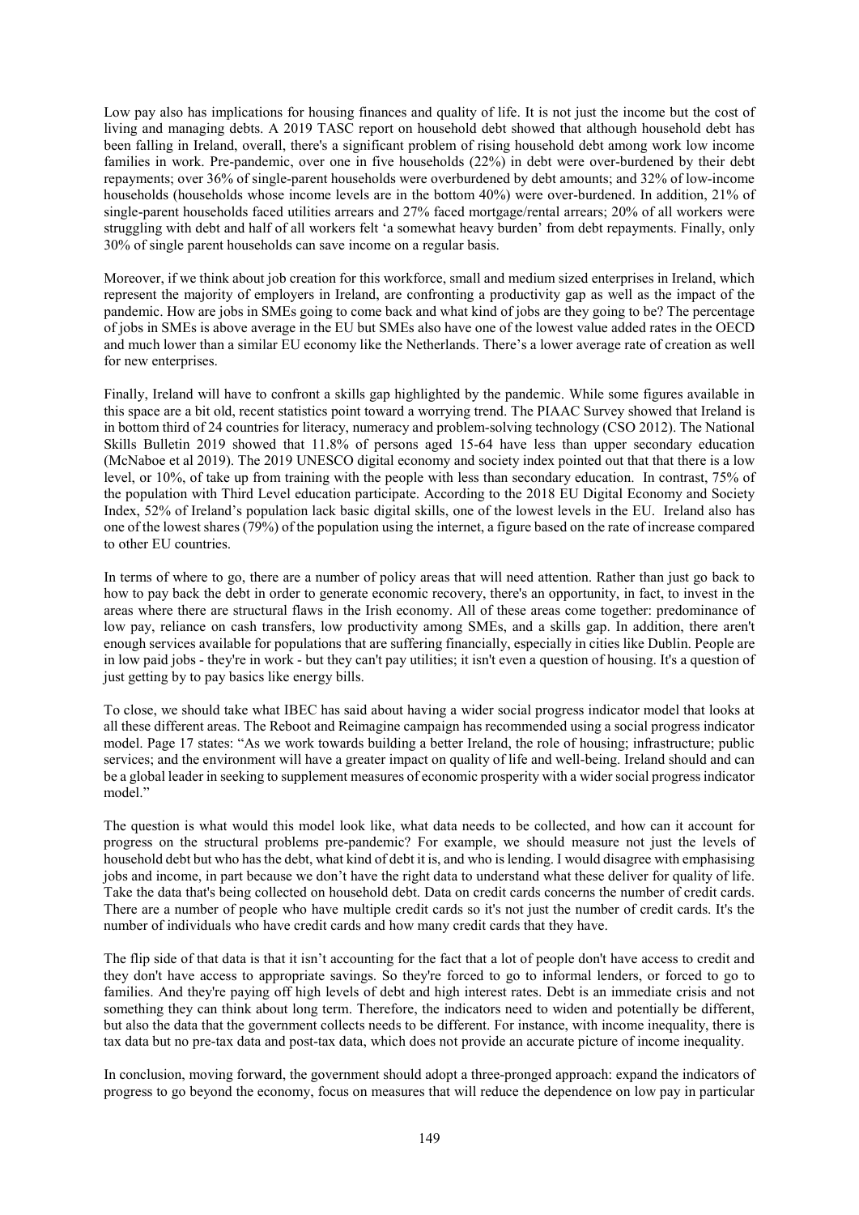Low pay also has implications for housing finances and quality of life. It is not just the income but the cost of living and managing debts. A 2019 TASC report on household debt showed that although household debt has been falling in Ireland, overall, there's a significant problem of rising household debt among work low income families in work. Pre-pandemic, over one in five households (22%) in debt were over-burdened by their debt repayments; over 36% of single-parent households were overburdened by debt amounts; and 32% of low-income households (households whose income levels are in the bottom 40%) were over-burdened. In addition, 21% of single-parent households faced utilities arrears and 27% faced mortgage/rental arrears; 20% of all workers were struggling with debt and half of all workers felt 'a somewhat heavy burden' from debt repayments. Finally, only 30% of single parent households can save income on a regular basis.

Moreover, if we think about job creation for this workforce, small and medium sized enterprises in Ireland, which represent the majority of employers in Ireland, are confronting a productivity gap as well as the impact of the pandemic. How are jobs in SMEs going to come back and what kind of jobs are they going to be? The percentage of jobs in SMEs is above average in the EU but SMEs also have one of the lowest value added rates in the OECD and much lower than a similar EU economy like the Netherlands. There's a lower average rate of creation as well for new enterprises.

Finally, Ireland will have to confront a skills gap highlighted by the pandemic. While some figures available in this space are a bit old, recent statistics point toward a worrying trend. The PIAAC Survey showed that Ireland is in bottom third of 24 countries for literacy, numeracy and problem-solving technology (CSO 2012). The National Skills Bulletin 2019 showed that 11.8% of persons aged 15-64 have less than upper secondary education (McNaboe et al 2019). The 2019 UNESCO digital economy and society index pointed out that there is a low level, or 10%, of take up from training with the people with less than secondary education. In contrast, 75% of the population with Third Level education participate. According to the 2018 EU Digital Economy and Society Index, 52% of Ireland's population lack basic digital skills, one of the lowest levels in the EU. Ireland also has one of the lowest shares (79%) of the population using the internet, a figure based on the rate of increase compared to other EU countries.

In terms of where to go, there are a number of policy areas that will need attention. Rather than just go back to how to pay back the debt in order to generate economic recovery, there's an opportunity, in fact, to invest in the areas where there are structural flaws in the Irish economy. All of these areas come together: predominance of low pay, reliance on cash transfers, low productivity among SMEs, and a skills gap. In addition, there aren't enough services available for populations that are suffering financially, especially in cities like Dublin. People are in low paid jobs - they're in work - but they can't pay utilities; it isn't even a question of housing. It's a question of just getting by to pay basics like energy bills.

To close, we should take what IBEC has said about having a wider social progress indicator model that looks at all these different areas. The Reboot and Reimagine campaign has recommended using a social progress indicator model. Page 17 states: "As we work towards building a better Ireland, the role of housing; infrastructure; public services; and the environment will have a greater impact on quality of life and well-being. Ireland should and can be a global leader in seeking to supplement measures of economic prosperity with a wider social progress indicator model."

The question is what would this model look like, what data needs to be collected, and how can it account for progress on the structural problems pre-pandemic? For example, we should measure not just the levels of household debt but who has the debt, what kind of debt it is, and who is lending. I would disagree with emphasising jobs and income, in part because we don't have the right data to understand what these deliver for quality of life. Take the data that's being collected on household debt. Data on credit cards concerns the number of credit cards. There are a number of people who have multiple credit cards so it's not just the number of credit cards. It's the number of individuals who have credit cards and how many credit cards that they have.

The flip side of that data is that it isn't accounting for the fact that a lot of people don't have access to credit and they don't have access to appropriate savings. So they're forced to go to informal lenders, or forced to go to families. And they're paying off high levels of debt and high interest rates. Debt is an immediate crisis and not something they can think about long term. Therefore, the indicators need to widen and potentially be different, but also the data that the government collects needs to be different. For instance, with income inequality, there is tax data but no pre-tax data and post-tax data, which does not provide an accurate picture of income inequality.

In conclusion, moving forward, the government should adopt a three-pronged approach: expand the indicators of progress to go beyond the economy, focus on measures that will reduce the dependence on low pay in particular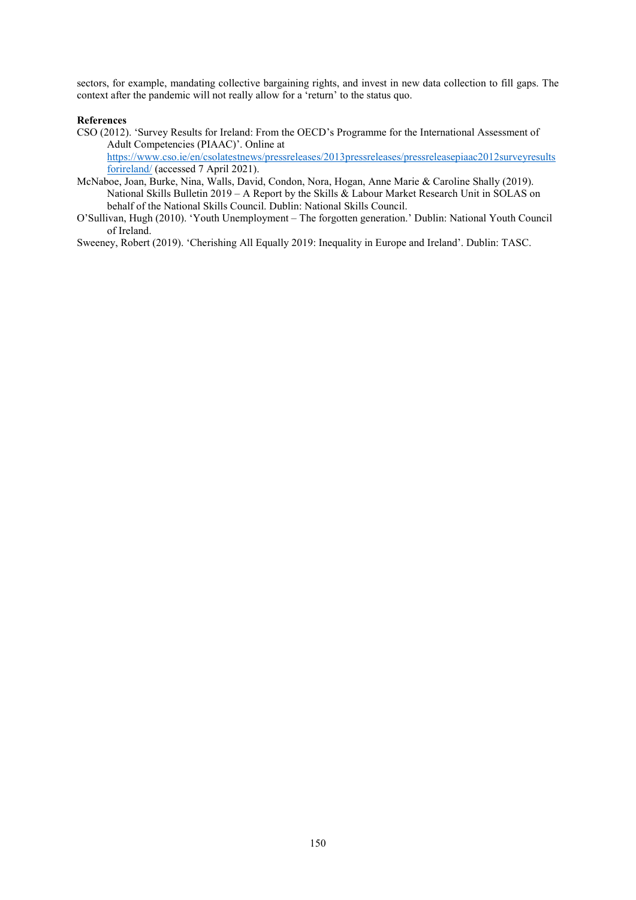sectors, for example, mandating collective bargaining rights, and invest in new data collection to fill gaps. The context after the pandemic will not really allow for a 'return' to the status quo.

**References**

CSO (2012). 'Survey Results for Ireland: From the OECD's Programme for the International Assessment of Adult Competencies (PIAAC)'. Online at https://www.cso.ie/en/csolatestnews/pressreleases/2013pressreleases/pressreleasepiaac2012surveyresultsforireland/ (accessed 7 April 2021).

McNaboe, Joan, Burke, Nina, Walls, David, Condon, Nora, Hogan, Anne Marie & Caroline Shally (2019). National Skills Bulletin 2019 – A Report by the Skills & Labour Market Research Unit in SOLAS on behalf of the National Skills Council. Dublin: National Skills Council.

O'Sullivan, Hugh (2010). 'Youth Unemployment – The forgotten generation.' Dublin: National Youth Council of Ireland.

Sweeney, Robert (2019). 'Cherishing All Equally 2019: Inequality in Europe and Ireland'. Dublin: TASC.